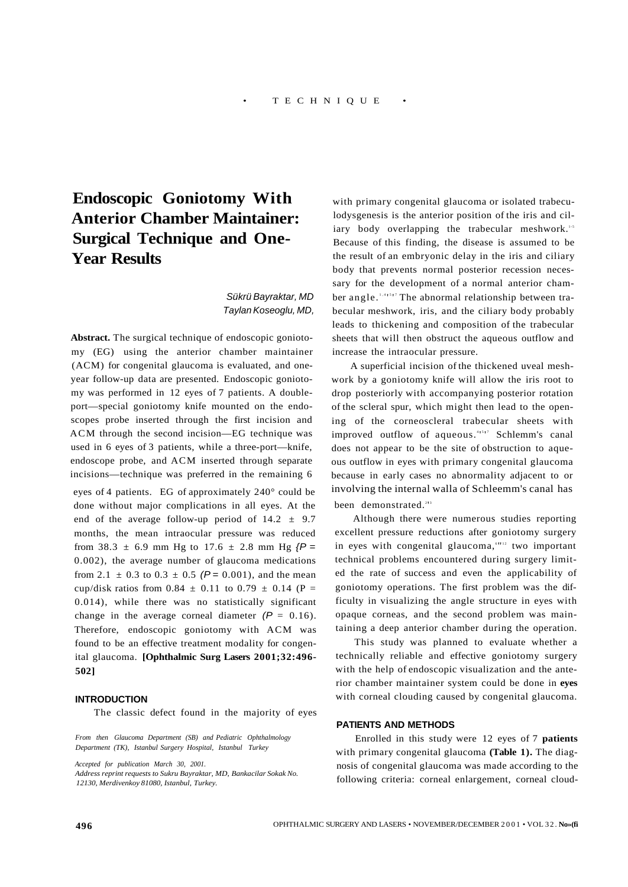# Endoscopic Goniotomy With Anterior Chamber Maintainer: Surgical Technique and One-Year Results

*Sükrü Bayraktar, MD*
*Taylan Koseoglu, MD,*

**Abstract.** The surgical technique of endoscopic goniotomy (EG) using the anterior chamber maintainer (ACM) for congenital glaucoma is evaluated, and one-year follow-up data are presented. Endoscopic goniotomy was performed in 12 eyes of 7 patients. A double-port—special goniotomy knife mounted on the endoscopes probe inserted through the first incision and ACM through the second incision—EG technique was used in 6 eyes of 3 patients, while a three-port—knife, endoscope probe, and ACM inserted through separate incisions—technique was preferred in the remaining 6 eyes of 4 patients. EG of approximately 240° could be done without major complications in all eyes. At the end of the average follow-up period of 14.2 ± 9.7 months, the mean intraocular pressure was reduced from 38.3 ± 6.9 mm Hg to 17.6 ± 2.8 mm Hg *{P =* 0.002), the average number of glaucoma medications from 2.1 ± 0.3 to 0.3 ± 0.5 *(P =* 0.001), and the mean cup/disk ratios from 0.84 ± 0.11 to 0.79 ± 0.14 (P = 0.014), while there was no statistically significant change in the average corneal diameter *(P* = 0.16). Therefore, endoscopic goniotomy with ACM was found to be an effective treatment modality for congenital glaucoma. **[Ophthalmic Surg Lasers 2001;32:496-502]**

## INTRODUCTION

The classic defect found in the majority of eyes with primary congenital glaucoma or isolated trabeculodysgenesis is the anterior position of the iris and ciliary body overlapping the trabecular meshwork.[1-5] Because of this finding, the disease is assumed to be the result of an embryonic delay in the iris and ciliary body that prevents normal posterior recession necessary for the development of a normal anterior chamber angle.[1-4,15,17] The abnormal relationship between trabecular meshwork, iris, and the ciliary body probably leads to thickening and composition of the trabecular sheets that will then obstruct the aqueous outflow and increase the intraocular pressure.

A superficial incision of the thickened uveal meshwork by a goniotomy knife will allow the iris root to drop posteriorly with accompanying posterior rotation of the scleral spur, which might then lead to the opening of the corneoscleral trabecular sheets with improved outflow of aqueous.[14,15,17] Schlemm's canal does not appear to be the site of obstruction to aqueous outflow in eyes with primary congenital glaucoma because in early cases no abnormality adjacent to or involving the internal walla of Schleemm's canal has been demonstrated.[2,13]

Although there were numerous studies reporting excellent pressure reductions after goniotomy surgery in eyes with congenital glaucoma,[6-12] two important technical problems encountered during surgery limited the rate of success and even the applicability of goniotomy operations. The first problem was the difficulty in visualizing the angle structure in eyes with opaque corneas, and the second problem was maintaining a deep anterior chamber during the operation.

This study was planned to evaluate whether a technically reliable and effective goniotomy surgery with the help of endoscopic visualization and the anterior chamber maintainer system could be done in **eyes** with corneal clouding caused by congenital glaucoma.

## PATIENTS AND METHODS

Enrolled in this study were 12 eyes of 7 **patients** with primary congenital glaucoma **(Table 1).** The diagnosis of congenital glaucoma was made according to the following criteria: corneal enlargement, corneal cloud-

*From then Glaucoma Department (SB) and Pediatric Ophthalmology Department (TK), Istanbul Surgery Hospital, Istanbul Turkey*

*Accepted for publication March 30, 2001.*
*Address reprint requests to Sukru Bayraktar, MD, Bankacilar Sokak No. 12130, Merdivenkoy 81080, Istanbul, Turkey.*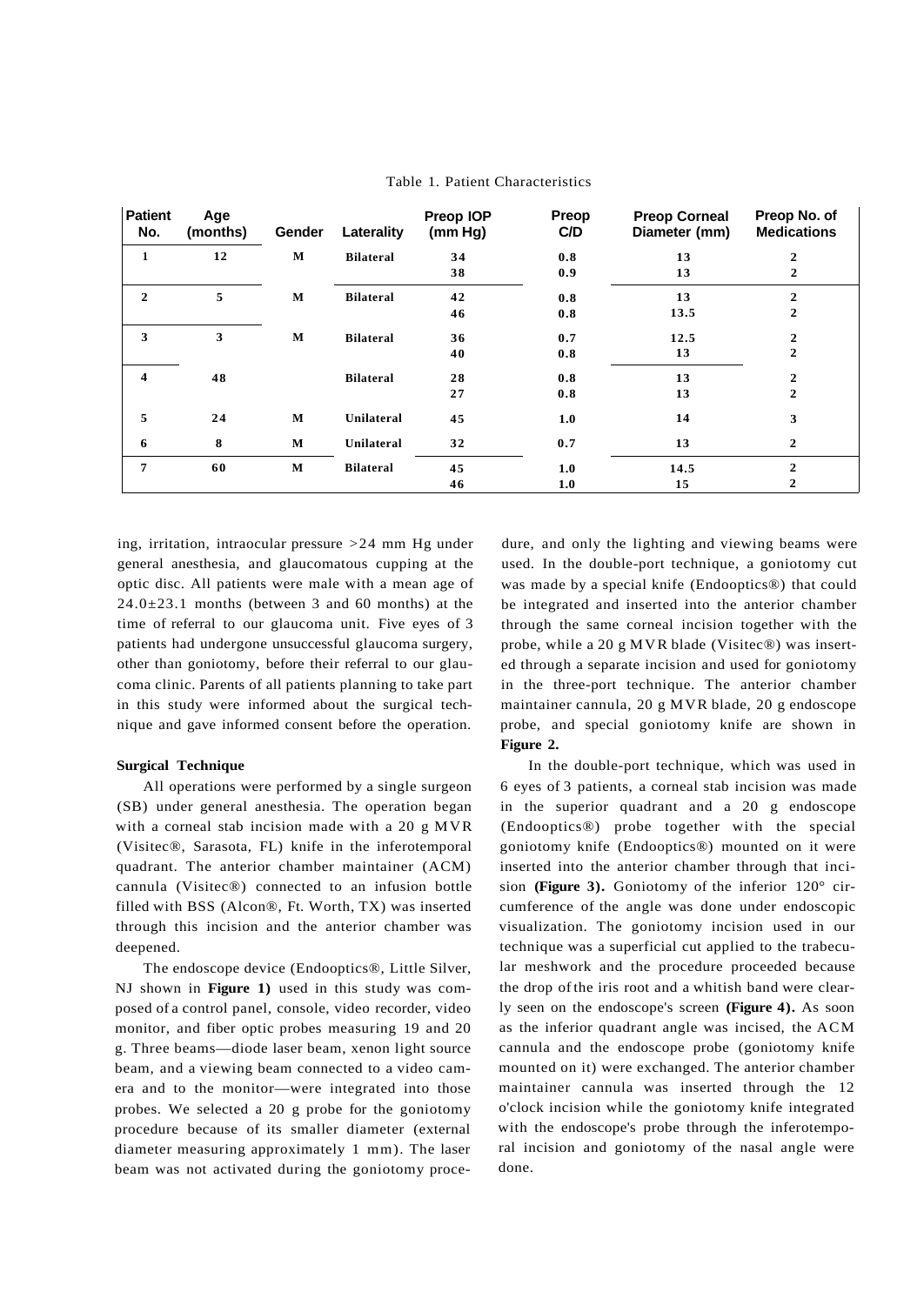Table 1. Patient Characteristics

| Patient No. | Age (months) | Gender | Laterality | Preop IOP (mm Hg) | Preop C/D | Preop Corneal Diameter (mm) | Preop No. of Medications |
|---|---|---|---|---|---|---|---|
| 1 | 12 | M | Bilateral | 34 | 0.8 | 13 | 2 |
| | | | | 38 | 0.9 | 13 | 2 |
| 2 | 5 | M | Bilateral | 42 | 0.8 | 13 | 2 |
| | | | | 46 | 0.8 | 13.5 | 2 |
| 3 | 3 | M | Bilateral | 36 | 0.7 | 12.5 | 2 |
| | | | | 40 | 0.8 | 13 | 2 |
| 4 | 48 | | Bilateral | 28 | 0.8 | 13 | 2 |
| | | | | 27 | 0.8 | 13 | 2 |
| 5 | 24 | M | Unilateral | 45 | 1.0 | 14 | 3 |
| 6 | 8 | M | Unilateral | 32 | 0.7 | 13 | 2 |
| 7 | 60 | M | Bilateral | 45 | 1.0 | 14.5 | 2 |
| | | | | 46 | 1.0 | 15 | 2 |

ing, irritation, intraocular pressure >24 mm Hg under general anesthesia, and glaucomatous cupping at the optic disc. All patients were male with a mean age of 24.0±23.1 months (between 3 and 60 months) at the time of referral to our glaucoma unit. Five eyes of 3 patients had undergone unsuccessful glaucoma surgery, other than goniotomy, before their referral to our glaucoma clinic. Parents of all patients planning to take part in this study were informed about the surgical technique and gave informed consent before the operation.

**Surgical Technique**

All operations were performed by a single surgeon (SB) under general anesthesia. The operation began with a corneal stab incision made with a 20 g MVR (Visitec®, Sarasota, FL) knife in the inferotemporal quadrant. The anterior chamber maintainer (ACM) cannula (Visitec®) connected to an infusion bottle filled with BSS (Alcon®, Ft. Worth, TX) was inserted through this incision and the anterior chamber was deepened.

The endoscope device (Endooptics®, Little Silver, NJ shown in **Figure 1)** used in this study was composed of a control panel, console, video recorder, video monitor, and fiber optic probes measuring 19 and 20 g. Three beams—diode laser beam, xenon light source beam, and a viewing beam connected to a video camera and to the monitor—were integrated into those probes. We selected a 20 g probe for the goniotomy procedure because of its smaller diameter (external diameter measuring approximately 1 mm). The laser beam was not activated during the goniotomy procedure, and only the lighting and viewing beams were used. In the double-port technique, a goniotomy cut was made by a special knife (Endooptics®) that could be integrated and inserted into the anterior chamber through the same corneal incision together with the probe, while a 20 g MVR blade (Visitec®) was inserted through a separate incision and used for goniotomy in the three-port technique. The anterior chamber maintainer cannula, 20 g MVR blade, 20 g endoscope probe, and special goniotomy knife are shown in **Figure 2.**

In the double-port technique, which was used in 6 eyes of 3 patients, a corneal stab incision was made in the superior quadrant and a 20 g endoscope (Endooptics®) probe together with the special goniotomy knife (Endooptics®) mounted on it were inserted into the anterior chamber through that incision **(Figure 3).** Goniotomy of the inferior 120° circumference of the angle was done under endoscopic visualization. The goniotomy incision used in our technique was a superficial cut applied to the trabecular meshwork and the procedure proceeded because the drop of the iris root and a whitish band were clearly seen on the endoscope's screen **(Figure 4).** As soon as the inferior quadrant angle was incised, the ACM cannula and the endoscope probe (goniotomy knife mounted on it) were exchanged. The anterior chamber maintainer cannula was inserted through the 12 o'clock incision while the goniotomy knife integrated with the endoscope's probe through the inferotemporal incision and goniotomy of the nasal angle were done.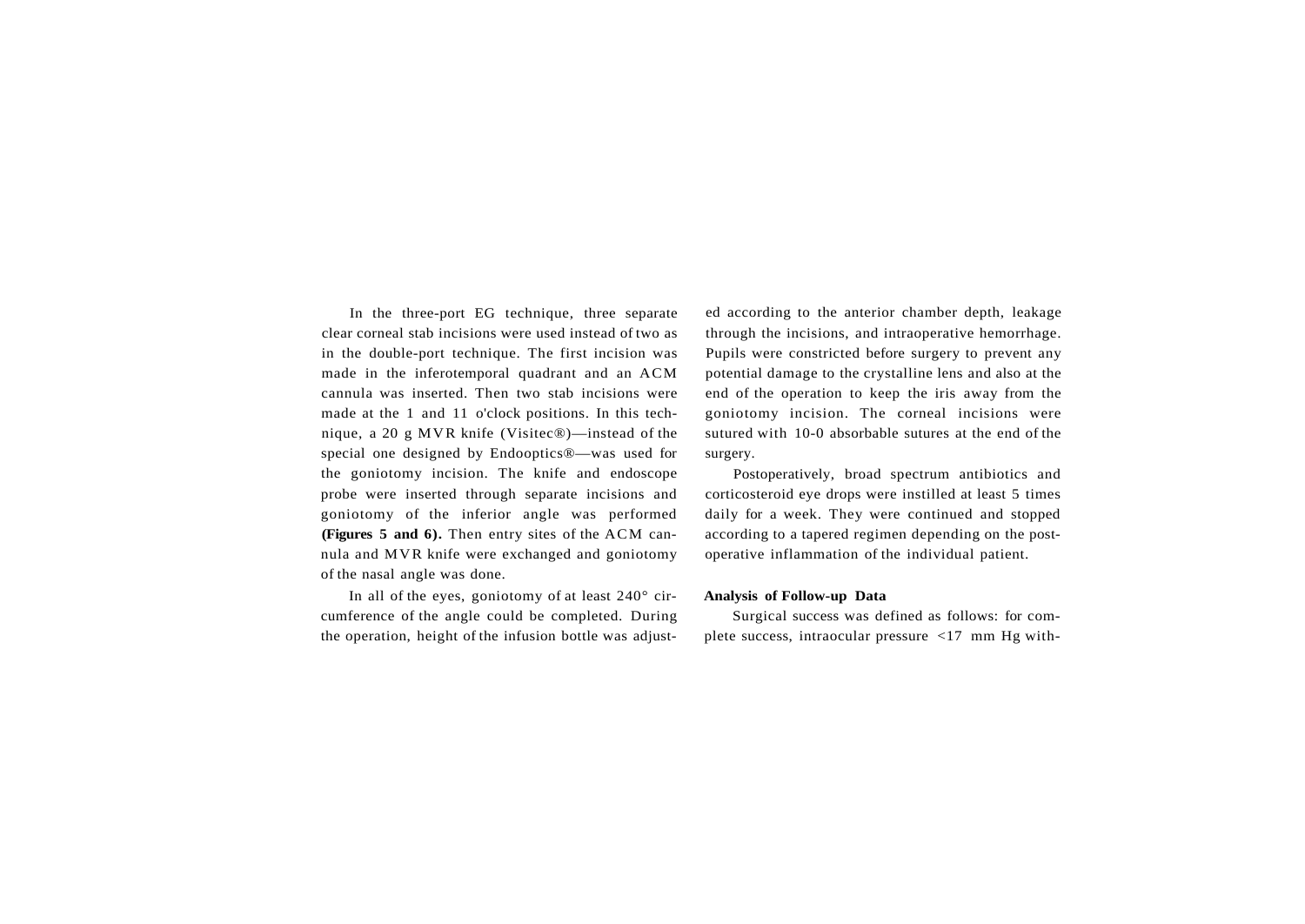In the three-port EG technique, three separate clear corneal stab incisions were used instead of two as in the double-port technique. The first incision was made in the inferotemporal quadrant and an ACM cannula was inserted. Then two stab incisions were made at the 1 and 11 o'clock positions. In this technique, a 20 g MVR knife (Visitec®)—instead of the special one designed by Endooptics®—was used for the goniotomy incision. The knife and endoscope probe were inserted through separate incisions and goniotomy of the inferior angle was performed **(Figures 5 and 6).** Then entry sites of the ACM cannula and MVR knife were exchanged and goniotomy of the nasal angle was done.

In all of the eyes, goniotomy of at least 240° circumference of the angle could be completed. During the operation, height of the infusion bottle was adjusted according to the anterior chamber depth, leakage through the incisions, and intraoperative hemorrhage. Pupils were constricted before surgery to prevent any potential damage to the crystalline lens and also at the end of the operation to keep the iris away from the goniotomy incision. The corneal incisions were sutured with 10-0 absorbable sutures at the end of the surgery.

Postoperatively, broad spectrum antibiotics and corticosteroid eye drops were instilled at least 5 times daily for a week. They were continued and stopped according to a tapered regimen depending on the postoperative inflammation of the individual patient.

**Analysis of Follow-up Data**

Surgical success was defined as follows: for complete success, intraocular pressure <17 mm Hg with-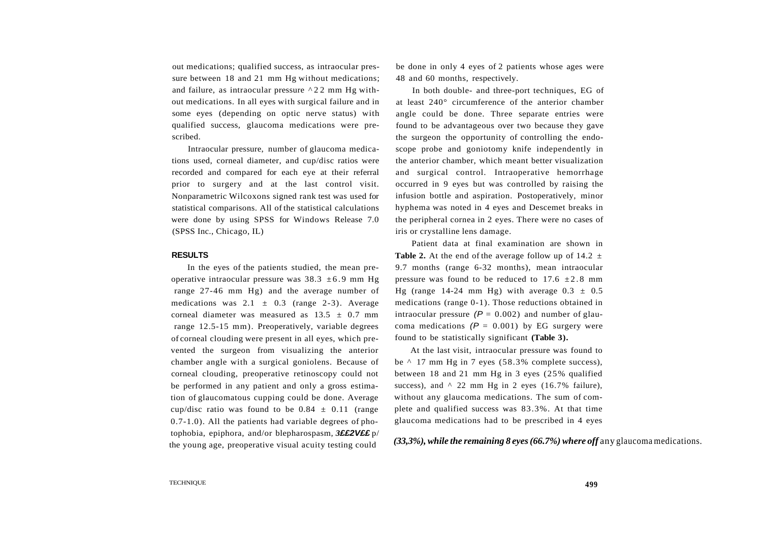out medications; qualified success, as intraocular pressure between 18 and 21 mm Hg without medications; and failure, as intraocular pressure ^22 mm Hg without medications. In all eyes with surgical failure and in some eyes (depending on optic nerve status) with qualified success, glaucoma medications were prescribed.

Intraocular pressure, number of glaucoma medications used, corneal diameter, and cup/disc ratios were recorded and compared for each eye at their referral prior to surgery and at the last control visit. Nonparametric Wilcoxons signed rank test was used for statistical comparisons. All of the statistical calculations were done by using SPSS for Windows Release 7.0 (SPSS Inc., Chicago, IL)

## RESULTS

In the eyes of the patients studied, the mean preoperative intraocular pressure was 38.3 ±6.9 mm Hg range 27-46 mm Hg) and the average number of medications was 2.1 ± 0.3 (range 2-3). Average corneal diameter was measured as 13.5 ± 0.7 mm range 12.5-15 mm). Preoperatively, variable degrees of corneal clouding were present in all eyes, which prevented the surgeon from visualizing the anterior chamber angle with a surgical goniolens. Because of corneal clouding, preoperative retinoscopy could not be performed in any patient and only a gross estimation of glaucomatous cupping could be done. Average cup/disc ratio was found to be 0.84 ± 0.11 (range 0.7-1.0). All the patients had variable degrees of photophobia, epiphora, and/or blepharospasm, ***3££2V££*** p/ the young age, preoperative visual acuity testing could be done in only 4 eyes of 2 patients whose ages were 48 and 60 months, respectively.

In both double- and three-port techniques, EG of at least 240° circumference of the anterior chamber angle could be done. Three separate entries were found to be advantageous over two because they gave the surgeon the opportunity of controlling the endoscope probe and goniotomy knife independently in the anterior chamber, which meant better visualization and surgical control. Intraoperative hemorrhage occurred in 9 eyes but was controlled by raising the infusion bottle and aspiration. Postoperatively, minor hyphema was noted in 4 eyes and Descemet breaks in the peripheral cornea in 2 eyes. There were no cases of iris or crystalline lens damage.

Patient data at final examination are shown in **Table 2.** At the end of the average follow up of 14.2 ± 9.7 months (range 6-32 months), mean intraocular pressure was found to be reduced to 17.6 ±2.8 mm Hg (range 14-24 mm Hg) with average 0.3 ± 0.5 medications (range 0-1). Those reductions obtained in intraocular pressure ($P$ = 0.002) and number of glaucoma medications ($P$ = 0.001) by EG surgery were found to be statistically significant **(Table 3).**

At the last visit, intraocular pressure was found to be ^ 17 mm Hg in 7 eyes (58.3% complete success), between 18 and 21 mm Hg in 3 eyes (25% qualified success), and ^ 22 mm Hg in 2 eyes (16.7% failure), without any glaucoma medications. The sum of complete and qualified success was 83.3%. At that time glaucoma medications had to be prescribed in 4 eyes ***(33,3%), while the remaining 8 eyes (66.7%) where off*** any glaucoma medications.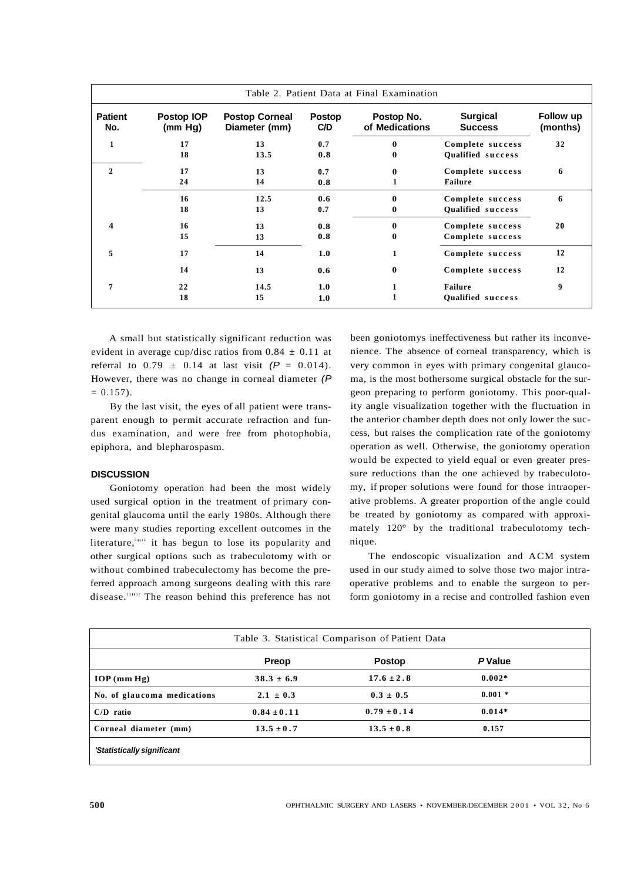Table 2. Patient Data at Final Examination

| Patient No. | Postop IOP (mm Hg) | Postop Corneal Diameter (mm) | Postop C/D | Postop No. of Medications | Surgical Success | Follow up (months) |
|---|---|---|---|---|---|---|
| 1 | 17 | 13 | 0.7 | 0 | Complete success | 32 |
| | 18 | 13.5 | 0.8 | 0 | Qualified success | |
| 2 | 17 | 13 | 0.7 | 0 | Complete success | 6 |
| | 24 | 14 | 0.8 | 1 | Failure | |
| | 16 | 12.5 | 0.6 | 0 | Complete success | 6 |
| | 18 | 13 | 0.7 | 0 | Qualified success | |
| 4 | 16 | 13 | 0.8 | 0 | Complete success | 20 |
| | 15 | 13 | 0.8 | 0 | Complete success | |
| 5 | 17 | 14 | 1.0 | 1 | Complete success | 12 |
| | 14 | 13 | 0.6 | 0 | Complete success | 12 |
| 7 | 22 | 14.5 | 1.0 | 1 | Failure | 9 |
| | 18 | 15 | 1.0 | 1 | Qualified success | |

A small but statistically significant reduction was evident in average cup/disc ratios from 0.84 ± 0.11 at referral to 0.79 ± 0.14 at last visit ($P$ = 0.014). However, there was no change in corneal diameter ($P$ = 0.157).

By the last visit, the eyes of all patient were transparent enough to permit accurate refraction and fundus examination, and were free from photophobia, epiphora, and blepharospasm.

## DISCUSSION

Goniotomy operation had been the most widely used surgical option in the treatment of primary congenital glaucoma until the early 1980s. Although there were many studies reporting excellent outcomes in the literature,[6-12] it has begun to lose its popularity and other surgical options such as trabeculotomy with or without combined trabeculectomy has become the preferred approach among surgeons dealing with this rare disease.[13-17] The reason behind this preference has not been goniotomys ineffectiveness but rather its inconvenience. The absence of corneal transparency, which is very common in eyes with primary congenital glaucoma, is the most bothersome surgical obstacle for the surgeon preparing to perform goniotomy. This poor-quality angle visualization together with the fluctuation in the anterior chamber depth does not only lower the success, but raises the complication rate of the goniotomy operation as well. Otherwise, the goniotomy operation would be expected to yield equal or even greater pressure reductions than the one achieved by trabeculotomy, if proper solutions were found for those intraoperative problems. A greater proportion of the angle could be treated by goniotomy as compared with approximately 120° by the traditional trabeculotomy technique.

The endoscopic visualization and ACM system used in our study aimed to solve those two major intraoperative problems and to enable the surgeon to perform goniotomy in a recise and controlled fashion even

Table 3. Statistical Comparison of Patient Data

| | Preop | Postop | $P$ Value |
|---|---|---|---|
| IOP (mm Hg) | 38.3 ± 6.9 | 17.6 ± 2.8 | 0.002* |
| No. of glaucoma medications | 2.1 ± 0.3 | 0.3 ± 0.5 | 0.001 * |
| C/D ratio | 0.84 ± 0.11 | 0.79 ± 0.14 | 0.014* |
| Corneal diameter (mm) | 13.5 ± 0.7 | 13.5 ± 0.8 | 0.157 |

*Statistically significant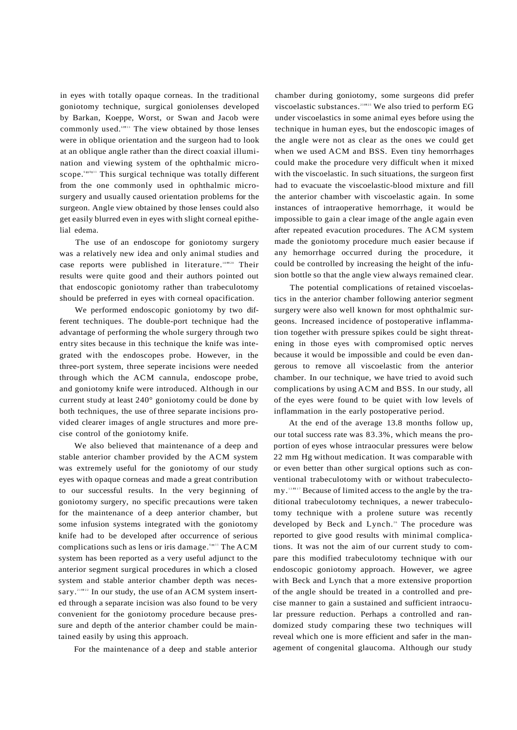in eyes with totally opaque corneas. In the traditional goniotomy technique, surgical goniolenses developed by Barkan, Koeppe, Worst, or Swan and Jacob were commonly used.[6-11] The view obtained by those lenses were in oblique orientation and the surgeon had to look at an oblique angle rather than the direct coaxial illumination and viewing system of the ophthalmic microscope.[6-9,11] This surgical technique was totally different from the one commonly used in ophthalmic microsurgery and usually caused orientation problems for the surgeon. Angle view obtained by those lenses could also get easily blurred even in eyes with slight corneal epithelial edema.

The use of an endoscope for goniotomy surgery was a relatively new idea and only animal studies and case reports were published in literature.[18-20] Their results were quite good and their authors pointed out that endoscopic goniotomy rather than trabeculotomy should be preferred in eyes with corneal opacification.

We performed endoscopic goniotomy by two different techniques. The double-port technique had the advantage of performing the whole surgery through two entry sites because in this technique the knife was integrated with the endoscopes probe. However, in the three-port system, three seperate incisions were needed through which the ACM cannula, endoscope probe, and goniotomy knife were introduced. Although in our current study at least 240° goniotomy could be done by both techniques, the use of three separate incisions provided clearer images of angle structures and more precise control of the goniotomy knife.

We also believed that maintenance of a deep and stable anterior chamber provided by the ACM system was extremely useful for the goniotomy of our study eyes with opaque corneas and made a great contribution to our successful results. In the very beginning of goniotomy surgery, no specific precautions were taken for the maintenance of a deep anterior chamber, but some infusion systems integrated with the goniotomy knife had to be developed after occurrence of serious complications such as lens or iris damage.[6-11] The ACM system has been reported as a very useful adjunct to the anterior segment surgical procedures in which a closed system and stable anterior chamber depth was necessary.[21-22] In our study, the use of an ACM system inserted through a separate incision was also found to be very convenient for the goniotomy procedure because pressure and depth of the anterior chamber could be maintained easily by using this approach.

For the maintenance of a deep and stable anterior chamber during goniotomy, some surgeons did prefer viscoelastic substances.[23-25] We also tried to perform EG under viscoelastics in some animal eyes before using the technique in human eyes, but the endoscopic images of the angle were not as clear as the ones we could get when we used ACM and BSS. Even tiny hemorrhages could make the procedure very difficult when it mixed with the viscoelastic. In such situations, the surgeon first had to evacuate the viscoelastic-blood mixture and fill the anterior chamber with viscoelastic again. In some instances of intraoperative hemorrhage, it would be impossible to gain a clear image of the angle again even after repeated evacution procedures. The ACM system made the goniotomy procedure much easier because if any hemorrhage occurred during the procedure, it could be controlled by increasing the height of the infusion bottle so that the angle view always remained clear.

The potential complications of retained viscoelastics in the anterior chamber following anterior segment surgery were also well known for most ophthalmic surgeons. Increased incidence of postoperative inflammation together with pressure spikes could be sight threatening in those eyes with compromised optic nerves because it would be impossible and could be even dangerous to remove all viscoelastic from the anterior chamber. In our technique, we have tried to avoid such complications by using ACM and BSS. In our study, all of the eyes were found to be quiet with low levels of inflammation in the early postoperative period.

At the end of the average 13.8 months follow up, our total success rate was 83.3%, which means the proportion of eyes whose intraocular pressures were below 22 mm Hg without medication. It was comparable with or even better than other surgical options such as conventional trabeculotomy with or without trabeculectomy.[13-17] Because of limited access to the angle by the traditional trabeculotomy techniques, a newer trabeculotomy technique with a prolene suture was recently developed by Beck and Lynch.[26] The procedure was reported to give good results with minimal complications. It was not the aim of our current study to compare this modified trabeculotomy technique with our endoscopic goniotomy approach. However, we agree with Beck and Lynch that a more extensive proportion of the angle should be treated in a controlled and precise manner to gain a sustained and sufficient intraocular pressure reduction. Perhaps a controlled and randomized study comparing these two techniques will reveal which one is more efficient and safer in the management of congenital glaucoma. Although our study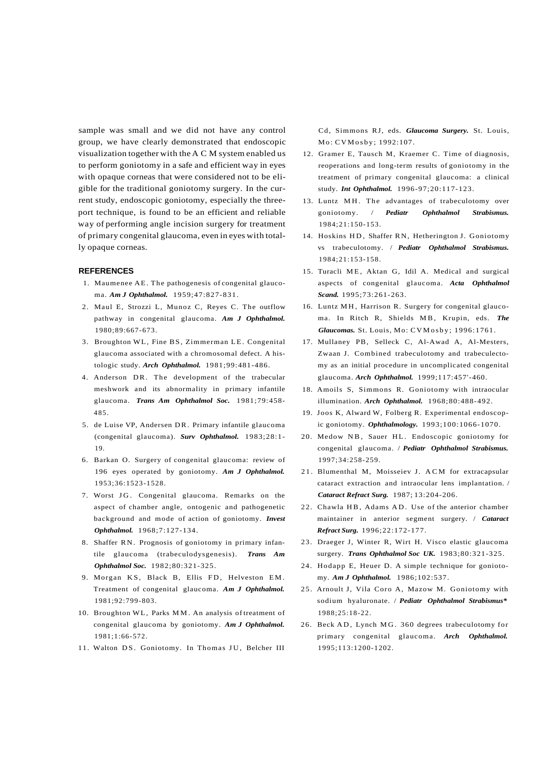sample was small and we did not have any control group, we have clearly demonstrated that endoscopic visualization together with the A C M system enabled us to perform goniotomy in a safe and efficient way in eyes with opaque corneas that were considered not to be eligible for the traditional goniotomy surgery. In the current study, endoscopic goniotomy, especially the three-port technique, is found to be an efficient and reliable way of performing angle incision surgery for treatment of primary congenital glaucoma, even in eyes with totally opaque corneas.

## REFERENCES

1. Maumenee AE. The pathogenesis of congenital glaucoma. ***Am J Ophthalmol.*** 1959;47:827-831.
2. Maul E, Strozzi L, Munoz C, Reyes C. The outflow pathway in congenital glaucoma. ***Am J Ophthalmol.*** 1980;89:667-673.
3. Broughton WL, Fine BS, Zimmerman LE. Congenital glaucoma associated with a chromosomal defect. A histologic study. ***Arch Ophthalmol.*** 1981;99:481-486.
4. Anderson DR. The development of the trabecular meshwork and its abnormality in primary infantile glaucoma. ***Trans Am Ophthalmol Soc.*** 1981;79:458-485.
5. de Luise VP, Andersen DR. Primary infantile glaucoma (congenital glaucoma). ***Surv Ophthalmol.*** 1983;28:1-19.
6. Barkan O. Surgery of congenital glaucoma: review of 196 eyes operated by goniotomy. ***Am J Ophthalmol.*** 1953;36:1523-1528.
7. Worst JG. Congenital glaucoma. Remarks on the aspect of chamber angle, ontogenic and pathogenetic background and mode of action of goniotomy. ***Invest Ophthalmol.*** 1968;7:127-134.
8. Shaffer RN. Prognosis of goniotomy in primary infantile glaucoma (trabeculodysgenesis). ***Trans Am Ophthalmol Soc.*** 1982;80:321-325.
9. Morgan KS, Black B, Ellis FD, Helveston EM. Treatment of congenital glaucoma. ***Am J Ophthalmol.*** 1981;92:799-803.
10. Broughton WL, Parks MM. An analysis of treatment of congenital glaucoma by goniotomy. ***Am J Ophthalmol.*** 1981;1:66-572.
11. Walton DS. Goniotomy. In Thomas JU, Belcher III Cd, Simmons RJ, eds. ***Glaucoma Surgery.*** St. Louis, Mo: CVMosby; 1992:107.
12. Gramer E, Tausch M, Kraemer C. Time of diagnosis, reoperations and long-term results of goniotomy in the treatment of primary congenital glaucoma: a clinical study. ***Int Ophthalmol.*** 1996-97;20:117-123.
13. Luntz MH. The advantages of trabeculotomy over goniotomy. / ***Pediatr Ophthalmol Strabismus.*** 1984;21:150-153.
14. Hoskins HD, Shaffer RN, Hetherington J. Goniotomy vs trabeculotomy. / ***Pediatr Ophthalmol Strabismus.*** 1984;21:153-158.
15. Turacli ME, Aktan G, Idil A. Medical and surgical aspects of congenital glaucoma. ***Acta Ophthalmol Scand.*** 1995;73:261-263.
16. Luntz MH, Harrison R. Surgery for congenital glaucoma. In Ritch R, Shields MB, Krupin, eds. ***The Glaucomas.*** St. Louis, Mo: CVMosby; 1996:1761.
17. Mullaney PB, Selleck C, Al-Awad A, Al-Mesters, Zwaan J. Combined trabeculotomy and trabeculectomy as an initial procedure in uncomplicated congenital glaucoma. ***Arch Ophthalmol.*** 1999;117:457'-460.
18. Amoils S, Simmons R. Goniotomy with intraocular illumination. ***Arch Ophthalmol.*** 1968;80:488-492.
19. Joos K, Alward W, Folberg R. Experimental endoscopic goniotomy. ***Ophthalmology.*** 1993;100:1066-1070.
20. Medow NB, Sauer HL. Endoscopic goniotomy for congenital glaucoma. / ***Pediatr Ophthalmol Strabismus.*** 1997;34:258-259.
21. Blumenthal M, Moisseiev J. ACM for extracapsular cataract extraction and intraocular lens implantation. / ***Cataract Refract Surg.*** 1987; 13:204-206.
22. Chawla HB, Adams AD. Use of the anterior chamber maintainer in anterior segment surgery. / ***Cataract Refract Surg.*** 1996;22:172-177.
23. Draeger J, Winter R, Wirt H. Visco elastic glaucoma surgery. ***Trans Ophthalmol Soc UK.*** 1983;80:321-325.
24. Hodapp E, Heuer D. A simple technique for goniotomy. ***Am J Ophthalmol.*** 1986;102:537.
25. Arnoult J, Vila Coro A, Mazow M. Goniotomy with sodium hyaluronate. / ***Pediatr Ophthalmol Strabismus**** 1988;25:18-22.
26. Beck AD, Lynch MG. 360 degrees trabeculotomy for primary congenital glaucoma. ***Arch Ophthalmol.*** 1995;113:1200-1202.